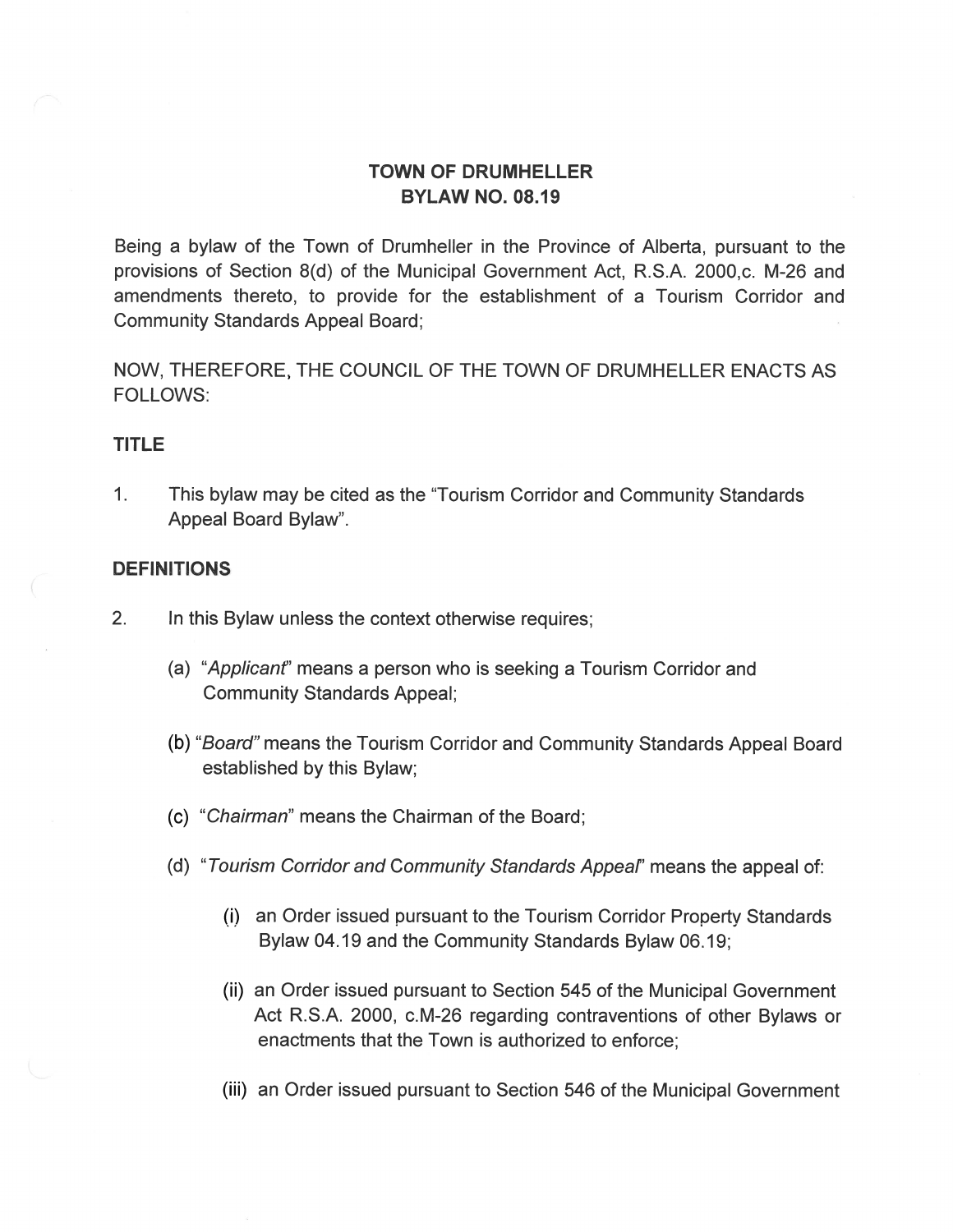# TOWN OF DRUMHELLER
# BYLAW NO. 08.19

Being a bylaw of the Town of Drumheller in the Province of Alberta, pursuant to the provisions of Section 8(d) of the Municipal Government Act, R.S.A. 2000,c. M-26 and amendments thereto, to provide for the establishment of a Tourism Corridor and Community Standards Appeal Board;

NOW, THEREFORE, THE COUNCIL OF THE TOWN OF DRUMHELLER ENACTS AS FOLLOWS:

## TITLE

1. This bylaw may be cited as the "Tourism Corridor and Community Standards Appeal Board Bylaw".

## DEFINITIONS

2. In this Bylaw unless the context otherwise requires;

   (a) "*Applicant*" means a person who is seeking a Tourism Corridor and Community Standards Appeal;

   (b) "*Board*" means the Tourism Corridor and Community Standards Appeal Board established by this Bylaw;

   (c) "*Chairman*" means the Chairman of the Board;

   (d) "*Tourism Corridor and* Community *Standards Appeal*" means the appeal of:

      (i) an Order issued pursuant to the Tourism Corridor Property Standards Bylaw 04.19 and the Community Standards Bylaw 06.19;

      (ii) an Order issued pursuant to Section 545 of the Municipal Government Act R.S.A. 2000, c.M-26 regarding contraventions of other Bylaws or enactments that the Town is authorized to enforce;

      (iii) an Order issued pursuant to Section 546 of the Municipal Government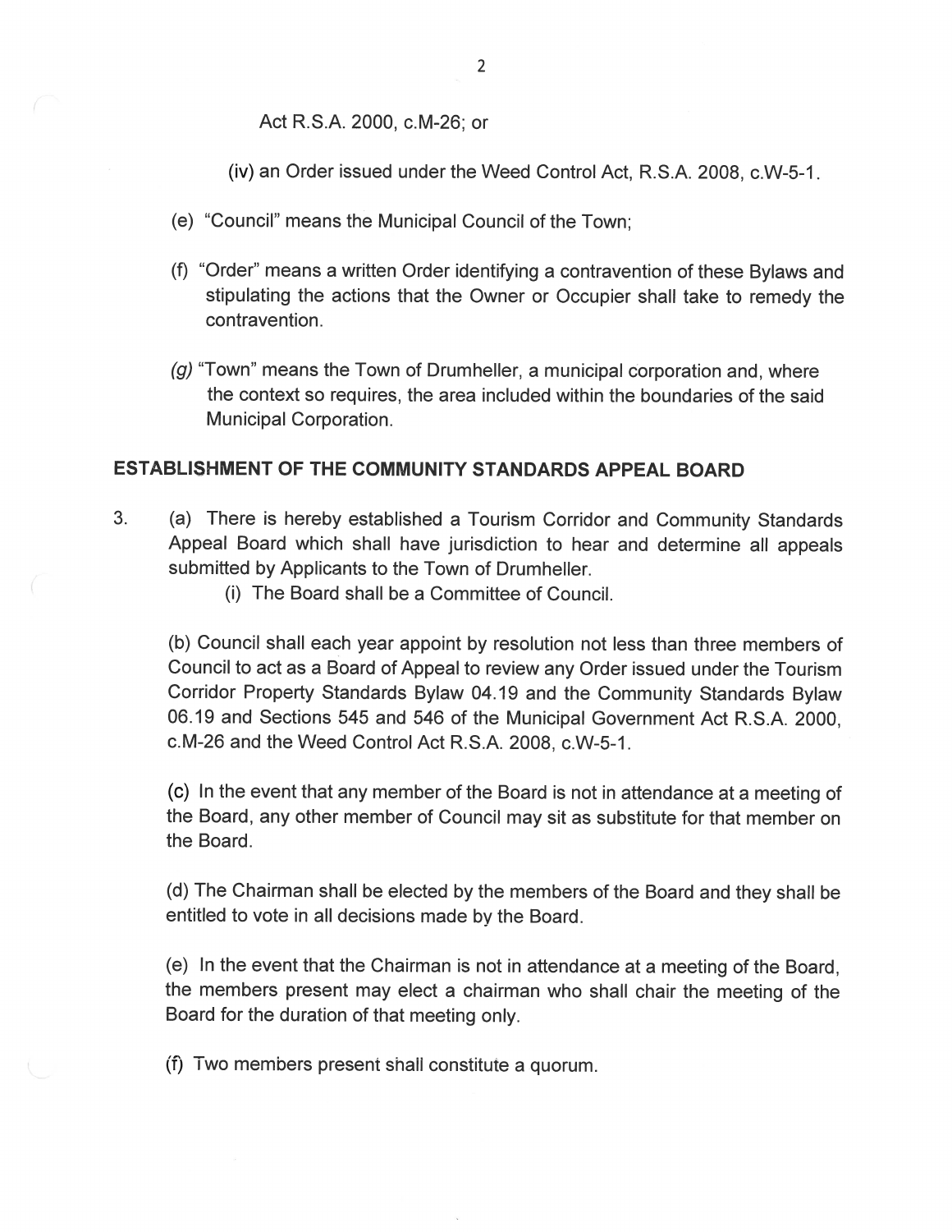Act R.S.A. 2000, c.M-26; or

(iv) an Order issued under the Weed Control Act, R.S.A. 2008, c.W-5-1.

(e) "Council" means the Municipal Council of the Town;

(f) "Order" means a written Order identifying a contravention of these Bylaws and stipulating the actions that the Owner or Occupier shall take to remedy the contravention.

*(g)* "Town" means the Town of Drumheller, a municipal corporation and, where the context so requires, the area included within the boundaries of the said Municipal Corporation.

## ESTABLISHMENT OF THE COMMUNITY STANDARDS APPEAL BOARD

3. (a) There is hereby established a Tourism Corridor and Community Standards Appeal Board which shall have jurisdiction to hear and determine all appeals submitted by Applicants to the Town of Drumheller.

   (i) The Board shall be a Committee of Council.

   (b) Council shall each year appoint by resolution not less than three members of Council to act as a Board of Appeal to review any Order issued under the Tourism Corridor Property Standards Bylaw 04.19 and the Community Standards Bylaw 06.19 and Sections 545 and 546 of the Municipal Government Act R.S.A. 2000, c.M-26 and the Weed Control Act R.S.A. 2008, c.W-5-1.

   (c) In the event that any member of the Board is not in attendance at a meeting of the Board, any other member of Council may sit as substitute for that member on the Board.

   (d) The Chairman shall be elected by the members of the Board and they shall be entitled to vote in all decisions made by the Board.

   (e) In the event that the Chairman is not in attendance at a meeting of the Board, the members present may elect a chairman who shall chair the meeting of the Board for the duration of that meeting only.

   (f) Two members present shall constitute a quorum.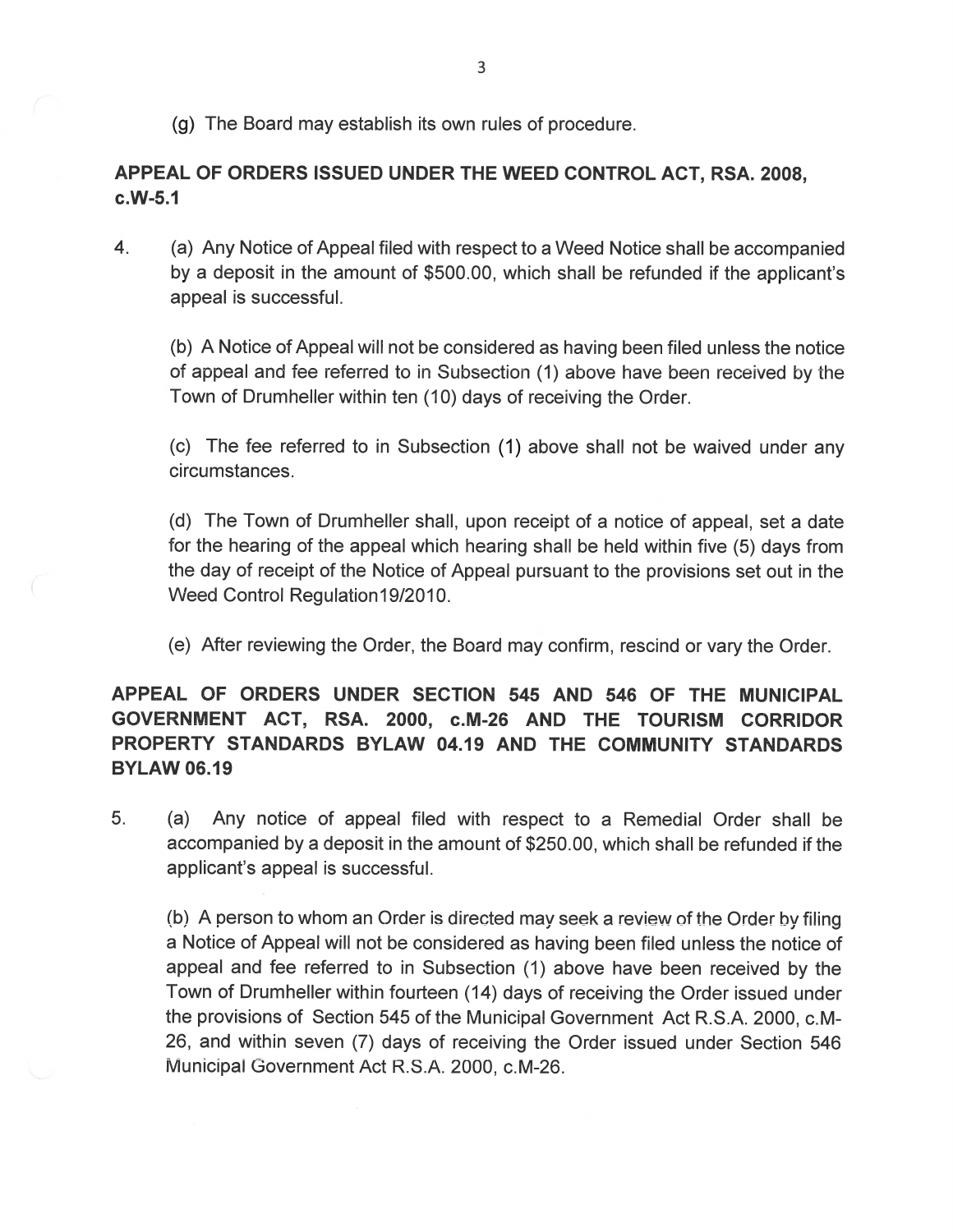(g) The Board may establish its own rules of procedure.

## APPEAL OF ORDERS ISSUED UNDER THE WEED CONTROL ACT, RSA. 2008, c.W-5.1

4. (a) Any Notice of Appeal filed with respect to a Weed Notice shall be accompanied by a deposit in the amount of $500.00, which shall be refunded if the applicant's appeal is successful.

   (b) A Notice of Appeal will not be considered as having been filed unless the notice of appeal and fee referred to in Subsection (1) above have been received by the Town of Drumheller within ten (10) days of receiving the Order.

   (c) The fee referred to in Subsection (1) above shall not be waived under any circumstances.

   (d) The Town of Drumheller shall, upon receipt of a notice of appeal, set a date for the hearing of the appeal which hearing shall be held within five (5) days from the day of receipt of the Notice of Appeal pursuant to the provisions set out in the Weed Control Regulation19/2010.

   (e) After reviewing the Order, the Board may confirm, rescind or vary the Order.

## APPEAL OF ORDERS UNDER SECTION 545 AND 546 OF THE MUNICIPAL GOVERNMENT ACT, RSA. 2000, c.M-26 AND THE TOURISM CORRIDOR PROPERTY STANDARDS BYLAW 04.19 AND THE COMMUNITY STANDARDS BYLAW 06.19

5. (a) Any notice of appeal filed with respect to a Remedial Order shall be accompanied by a deposit in the amount of $250.00, which shall be refunded if the applicant's appeal is successful.

   (b) A person to whom an Order is directed may seek a review of the Order by filing a Notice of Appeal will not be considered as having been filed unless the notice of appeal and fee referred to in Subsection (1) above have been received by the Town of Drumheller within fourteen (14) days of receiving the Order issued under the provisions of Section 545 of the Municipal Government Act R.S.A. 2000, c.M-26, and within seven (7) days of receiving the Order issued under Section 546 Municipal Government Act R.S.A. 2000, c.M-26.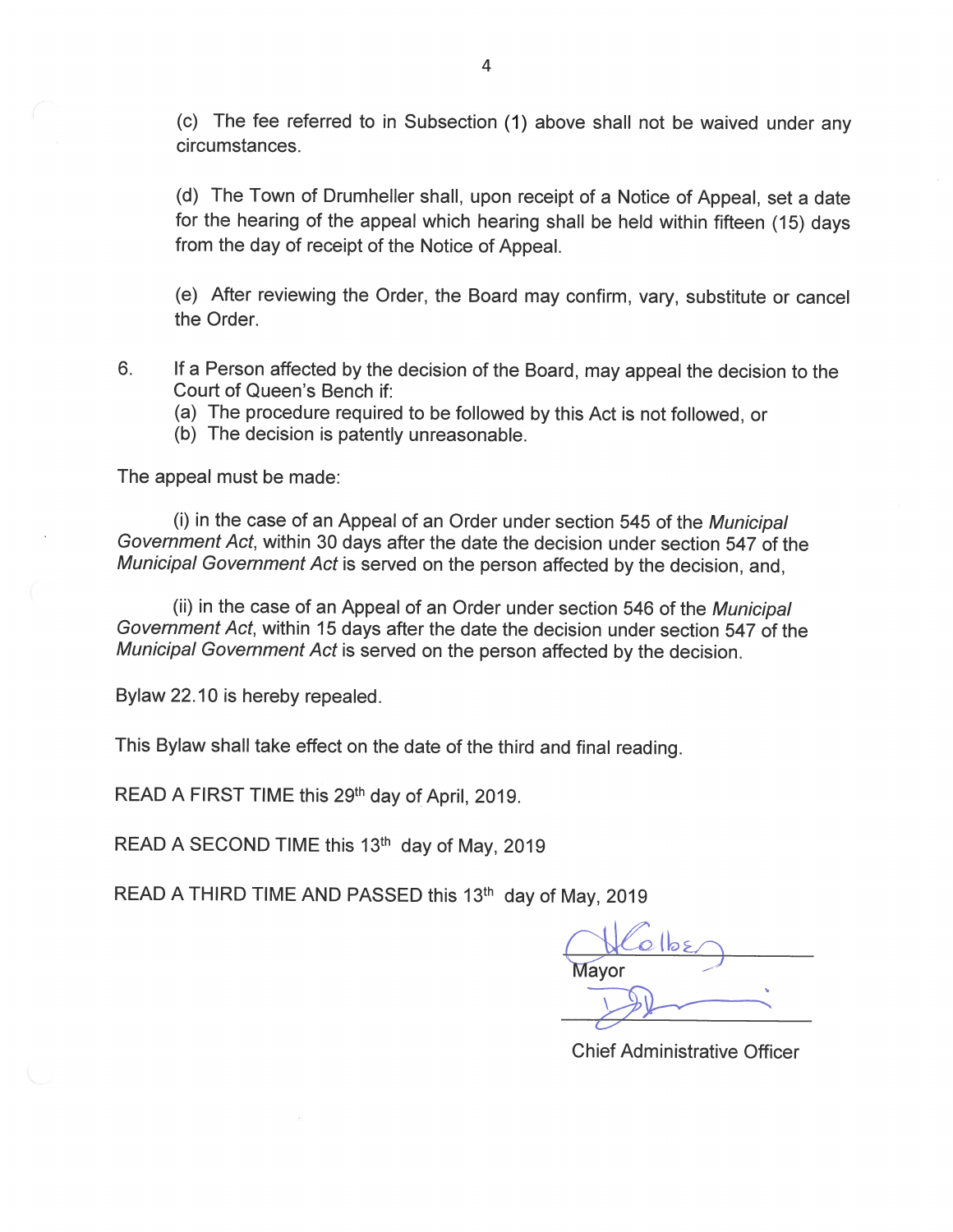(c) The fee referred to in Subsection (1) above shall not be waived under any circumstances.

(d) The Town of Drumheller shall, upon receipt of a Notice of Appeal, set a date for the hearing of the appeal which hearing shall be held within fifteen (15) days from the day of receipt of the Notice of Appeal.

(e) After reviewing the Order, the Board may confirm, vary, substitute or cancel the Order.

6. If a Person affected by the decision of the Board, may appeal the decision to the Court of Queen's Bench if:
   (a) The procedure required to be followed by this Act is not followed, or
   (b) The decision is patently unreasonable.

The appeal must be made:

(i) in the case of an Appeal of an Order under section 545 of the *Municipal Government Act*, within 30 days after the date the decision under section 547 of the *Municipal Government Act* is served on the person affected by the decision, and,

(ii) in the case of an Appeal of an Order under section 546 of the *Municipal Government Act*, within 15 days after the date the decision under section 547 of the *Municipal Government Act* is served on the person affected by the decision.

Bylaw 22.10 is hereby repealed.

This Bylaw shall take effect on the date of the third and final reading.

READ A FIRST TIME this 29th day of April, 2019.

READ A SECOND TIME this 13th day of May, 2019

READ A THIRD TIME AND PASSED this 13th day of May, 2019

Mayor

Chief Administrative Officer